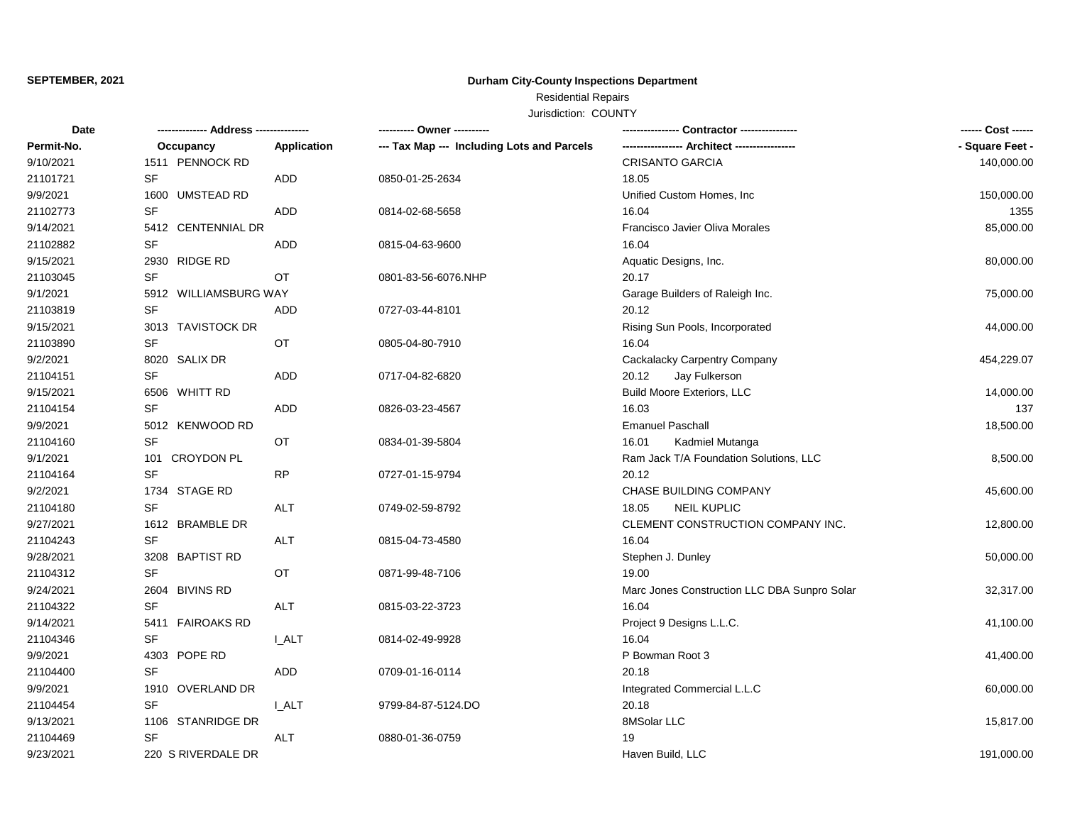**SEPTEMBER, 2021**

**Durham City-County Inspections Department**

Residential Repairs

Jurisdiction: COUNTY

| Date | ------------- Address -------------- | | ---------- Owner ---------- | --------------- Contractor --------------- | ------ Cost ------ |
|---|---|---|---|---|---|
| Permit-No. | Occupancy | Application | --- Tax Map --- Including Lots and Parcels | ---------------- Architect ---------------- | - Square Feet - |
| 9/10/2021 | 1511 PENNOCK RD | | | CRISANTO GARCIA | 140,000.00 |
| 21101721 | SF | ADD | 0850-01-25-2634 | 18.05 | |
| 9/9/2021 | 1600 UMSTEAD RD | | | Unified Custom Homes, Inc | 150,000.00 |
| 21102773 | SF | ADD | 0814-02-68-5658 | 16.04 | 1355 |
| 9/14/2021 | 5412 CENTENNIAL DR | | | Francisco Javier Oliva Morales | 85,000.00 |
| 21102882 | SF | ADD | 0815-04-63-9600 | 16.04 | |
| 9/15/2021 | 2930 RIDGE RD | | | Aquatic Designs, Inc. | 80,000.00 |
| 21103045 | SF | OT | 0801-83-56-6076.NHP | 20.17 | |
| 9/1/2021 | 5912 WILLIAMSBURG WAY | | | Garage Builders of Raleigh Inc. | 75,000.00 |
| 21103819 | SF | ADD | 0727-03-44-8101 | 20.12 | |
| 9/15/2021 | 3013 TAVISTOCK DR | | | Rising Sun Pools, Incorporated | 44,000.00 |
| 21103890 | SF | OT | 0805-04-80-7910 | 16.04 | |
| 9/2/2021 | 8020 SALIX DR | | | Cackalacky Carpentry Company | 454,229.07 |
| 21104151 | SF | ADD | 0717-04-82-6820 | 20.12 Jay Fulkerson | |
| 9/15/2021 | 6506 WHITT RD | | | Build Moore Exteriors, LLC | 14,000.00 |
| 21104154 | SF | ADD | 0826-03-23-4567 | 16.03 | 137 |
| 9/9/2021 | 5012 KENWOOD RD | | | Emanuel Paschall | 18,500.00 |
| 21104160 | SF | OT | 0834-01-39-5804 | 16.01 Kadmiel Mutanga | |
| 9/1/2021 | 101 CROYDON PL | | | Ram Jack T/A Foundation Solutions, LLC | 8,500.00 |
| 21104164 | SF | RP | 0727-01-15-9794 | 20.12 | |
| 9/2/2021 | 1734 STAGE RD | | | CHASE BUILDING COMPANY | 45,600.00 |
| 21104180 | SF | ALT | 0749-02-59-8792 | 18.05 NEIL KUPLIC | |
| 9/27/2021 | 1612 BRAMBLE DR | | | CLEMENT CONSTRUCTION COMPANY INC. | 12,800.00 |
| 21104243 | SF | ALT | 0815-04-73-4580 | 16.04 | |
| 9/28/2021 | 3208 BAPTIST RD | | | Stephen J. Dunley | 50,000.00 |
| 21104312 | SF | OT | 0871-99-48-7106 | 19.00 | |
| 9/24/2021 | 2604 BIVINS RD | | | Marc Jones Construction LLC DBA Sunpro Solar | 32,317.00 |
| 21104322 | SF | ALT | 0815-03-22-3723 | 16.04 | |
| 9/14/2021 | 5411 FAIROAKS RD | | | Project 9 Designs L.L.C. | 41,100.00 |
| 21104346 | SF | I_ALT | 0814-02-49-9928 | 16.04 | |
| 9/9/2021 | 4303 POPE RD | | | P Bowman Root 3 | 41,400.00 |
| 21104400 | SF | ADD | 0709-01-16-0114 | 20.18 | |
| 9/9/2021 | 1910 OVERLAND DR | | | Integrated Commercial L.L.C | 60,000.00 |
| 21104454 | SF | I_ALT | 9799-84-87-5124.DO | 20.18 | |
| 9/13/2021 | 1106 STANRIDGE DR | | | 8MSolar LLC | 15,817.00 |
| 21104469 | SF | ALT | 0880-01-36-0759 | 19 | |
| 9/23/2021 | 220 S RIVERDALE DR | | | Haven Build, LLC | 191,000.00 |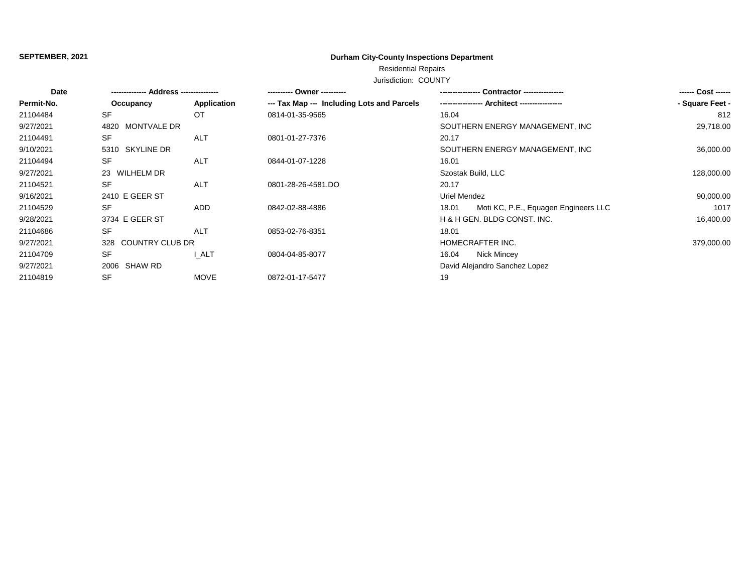**SEPTEMBER, 2021**

**Durham City-County Inspections Department**

Residential Repairs

Jurisdiction: COUNTY

| Date<br>Permit-No. | ------------- Address --------------<br>Occupancy | <br>Application | ---------- Owner ----------<br>--- Tax Map --- Including Lots and Parcels | ---------------- Contractor ----------------<br>----------------- Architect ----------------- | ------ Cost ------<br>- Square Feet - |
|---|---|---|---|---|---|
| 21104484 | SF | OT | 0814-01-35-9565 | 16.04 | 812 |
| 9/27/2021 | 4820 MONTVALE DR | | | SOUTHERN ENERGY MANAGEMENT, INC | 29,718.00 |
| 21104491 | SF | ALT | 0801-01-27-7376 | 20.17 | |
| 9/10/2021 | 5310 SKYLINE DR | | | SOUTHERN ENERGY MANAGEMENT, INC | 36,000.00 |
| 21104494 | SF | ALT | 0844-01-07-1228 | 16.01 | |
| 9/27/2021 | 23 WILHELM DR | | | Szostak Build, LLC | 128,000.00 |
| 21104521 | SF | ALT | 0801-28-26-4581.DO | 20.17 | |
| 9/16/2021 | 2410 E GEER ST | | | Uriel Mendez | 90,000.00 |
| 21104529 | SF | ADD | 0842-02-88-4886 | 18.01 Moti KC, P.E., Equagen Engineers LLC | 1017 |
| 9/28/2021 | 3734 E GEER ST | | | H & H GEN. BLDG CONST. INC. | 16,400.00 |
| 21104686 | SF | ALT | 0853-02-76-8351 | 18.01 | |
| 9/27/2021 | 328 COUNTRY CLUB DR | | | HOMECRAFTER INC. | 379,000.00 |
| 21104709 | SF | I_ALT | 0804-04-85-8077 | 16.04 Nick Mincey | |
| 9/27/2021 | 2006 SHAW RD | | | David Alejandro Sanchez Lopez | |
| 21104819 | SF | MOVE | 0872-01-17-5477 | 19 | |